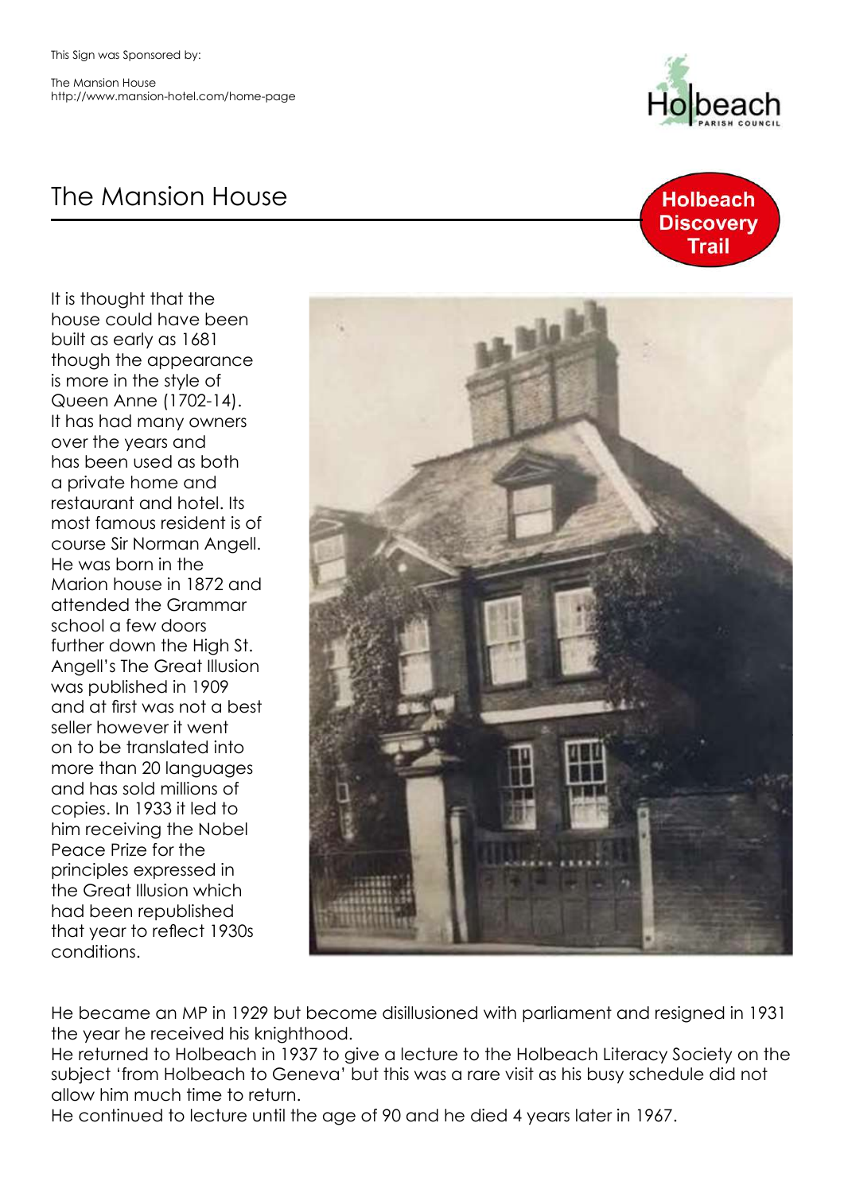This Sign was Sponsored by:

The Mansion House
http://www.mansion-hotel.com/home-page

Holbeach Parish Council

# The Mansion House

**Holbeach Discovery Trail**

It is thought that the house could have been built as early as 1681 though the appearance is more in the style of Queen Anne (1702-14). It has had many owners over the years and has been used as both a private home and restaurant and hotel. Its most famous resident is of course Sir Norman Angell. He was born in the Marion house in 1872 and attended the Grammar school a few doors further down the High St. Angell's The Great Illusion was published in 1909 and at first was not a best seller however it went on to be translated into more than 20 languages and has sold millions of copies. In 1933 it led to him receiving the Nobel Peace Prize for the principles expressed in the Great Illusion which had been republished that year to reflect 1930s conditions.

He became an MP in 1929 but become disillusioned with parliament and resigned in 1931 the year he received his knighthood.
He returned to Holbeach in 1937 to give a lecture to the Holbeach Literacy Society on the subject 'from Holbeach to Geneva' but this was a rare visit as his busy schedule did not allow him much time to return.
He continued to lecture until the age of 90 and he died 4 years later in 1967.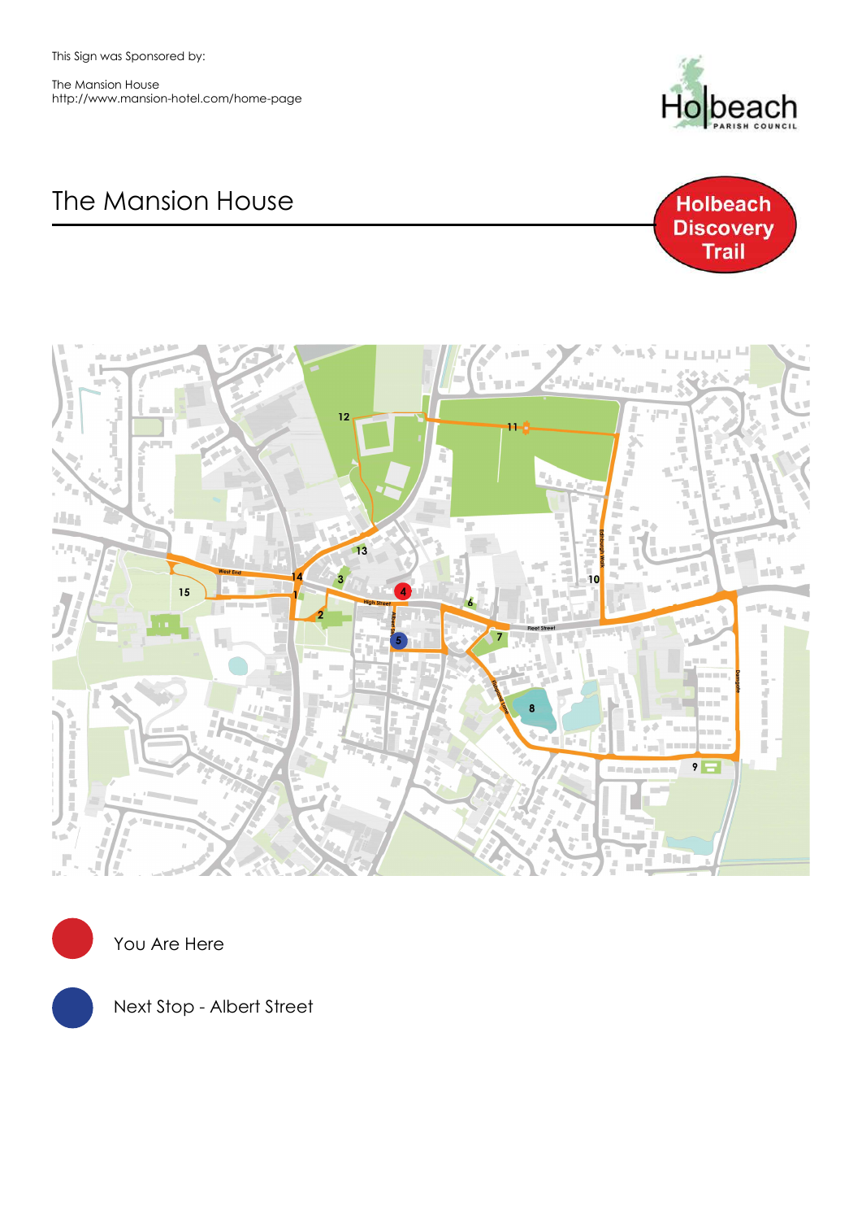This Sign was Sponsored by:

The Mansion House
http://www.mansion-hotel.com/home-page

Holbeach PARISH COUNCIL

# The Mansion House

Holbeach Discovery Trail

12
11
13
14
3
4
10
West End
15
1
2
High Street
6
7
Fleet Street
Albert St
5
8
9

You Are Here

Next Stop - Albert Street